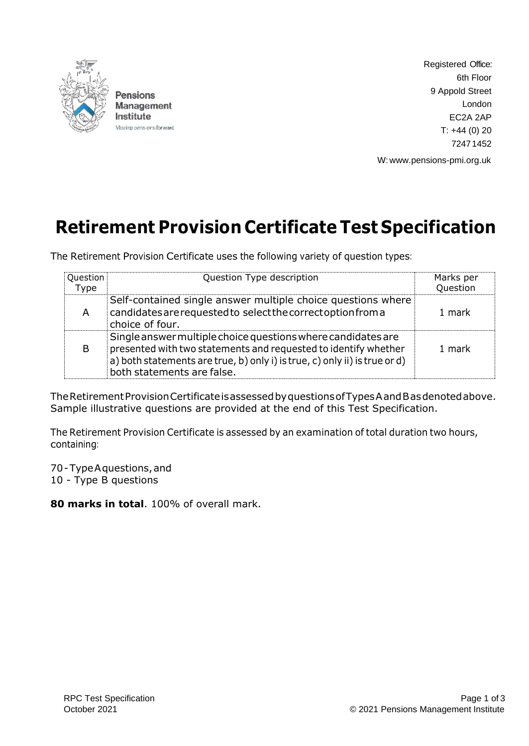Pensions Management Institute
Moving pensions forward

Registered Office:
6th Floor
9 Appold Street
London
EC2A 2AP
T: +44 (0) 20 7247 1452

W: www.pensions-pmi.org.uk

# Retirement Provision Certificate Test Specification

The Retirement Provision Certificate uses the following variety of question types:

| Question Type | Question Type description | Marks per Question |
|---|---|---|
| A | Self-contained single answer multiple choice questions where candidates are requested to select the correct option from a choice of four. | 1 mark |
| B | Single answer multiple choice questions where candidates are presented with two statements and requested to identify whether a) both statements are true, b) only i) is true, c) only ii) is true or d) both statements are false. | 1 mark |

The Retirement Provision Certificate is assessed by questions of Types A and B as denoted above. Sample illustrative questions are provided at the end of this Test Specification.

The Retirement Provision Certificate is assessed by an examination of total duration two hours, containing:

70 - Type A questions, and
10 - Type B questions

**80 marks in total**. 100% of overall mark.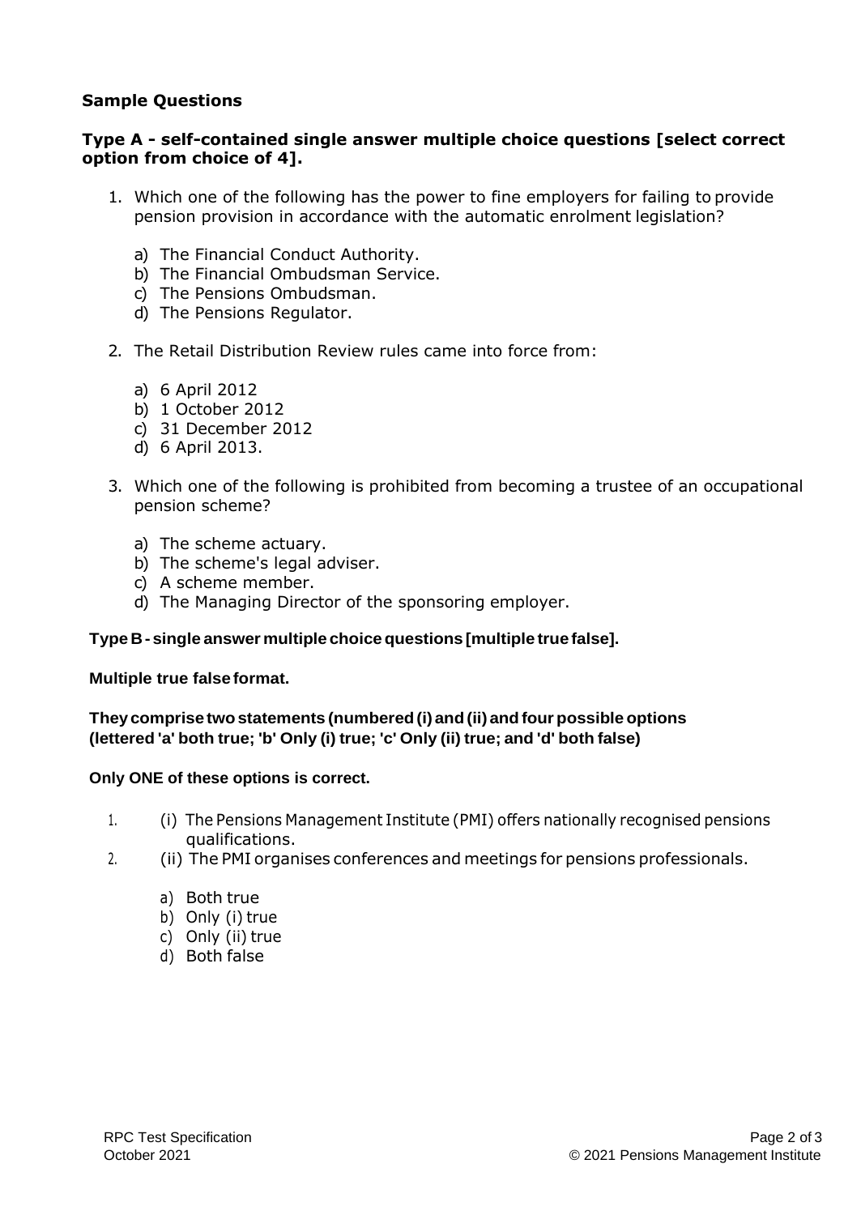## Sample Questions

### Type A - self-contained single answer multiple choice questions [select correct option from choice of 4].

1. Which one of the following has the power to fine employers for failing to provide pension provision in accordance with the automatic enrolment legislation?

   a) The Financial Conduct Authority.
   b) The Financial Ombudsman Service.
   c) The Pensions Ombudsman.
   d) The Pensions Regulator.

2. The Retail Distribution Review rules came into force from:

   a) 6 April 2012
   b) 1 October 2012
   c) 31 December 2012
   d) 6 April 2013.

3. Which one of the following is prohibited from becoming a trustee of an occupational pension scheme?

   a) The scheme actuary.
   b) The scheme's legal adviser.
   c) A scheme member.
   d) The Managing Director of the sponsoring employer.

### Type B - single answer multiple choice questions [multiple true false].

**Multiple true false format.**

**They comprise two statements (numbered (i) and (ii) and four possible options (lettered 'a' both true; 'b' Only (i) true; 'c' Only (ii) true; and 'd' both false)**

**Only ONE of these options is correct.**

1. (i) The Pensions Management Institute (PMI) offers nationally recognised pensions qualifications.
2. (ii) The PMI organises conferences and meetings for pensions professionals.

   a) Both true
   b) Only (i) true
   c) Only (ii) true
   d) Both false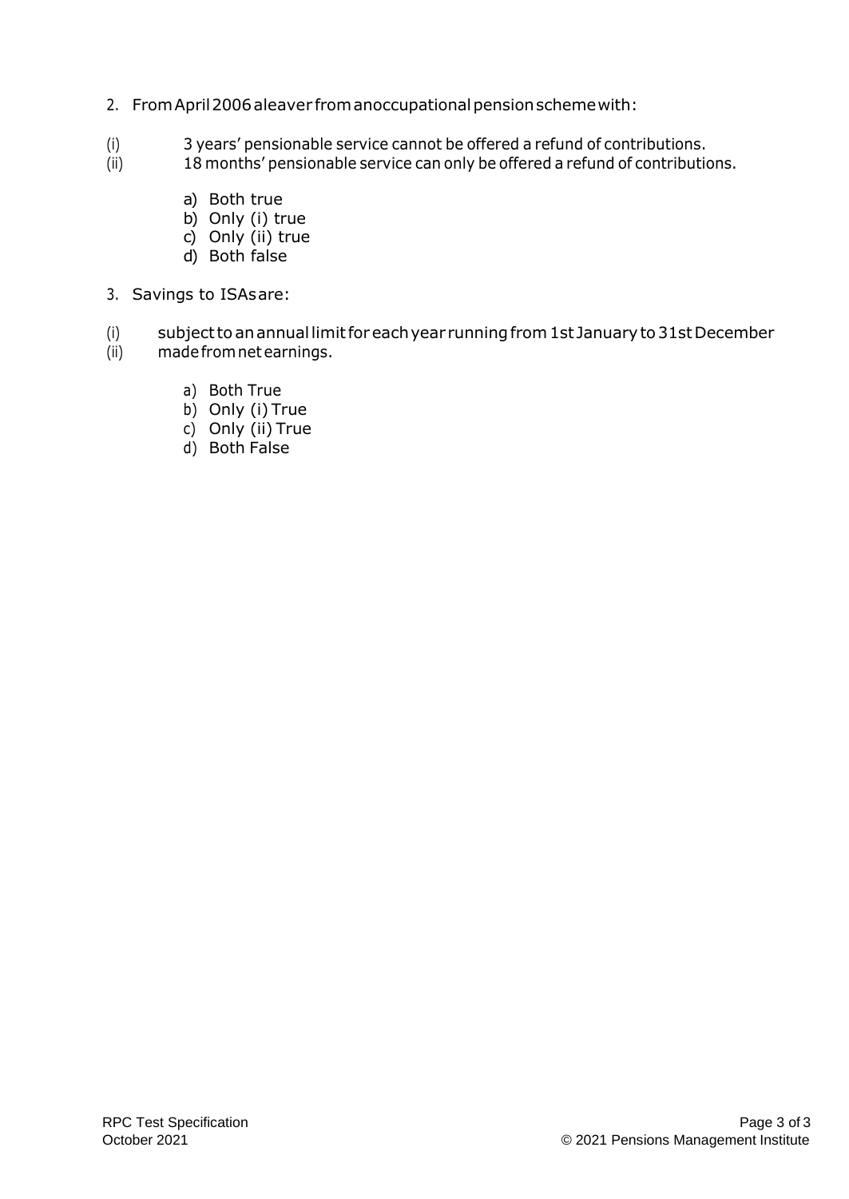2. From April 2006 a leaver from an occupational pension scheme with:

(i) 3 years' pensionable service cannot be offered a refund of contributions.
(ii) 18 months' pensionable service can only be offered a refund of contributions.

a) Both true
b) Only (i) true
c) Only (ii) true
d) Both false

3. Savings to ISAs are:

(i) subject to an annual limit for each year running from 1st January to 31st December
(ii) made from net earnings.

a) Both True
b) Only (i) True
c) Only (ii) True
d) Both False